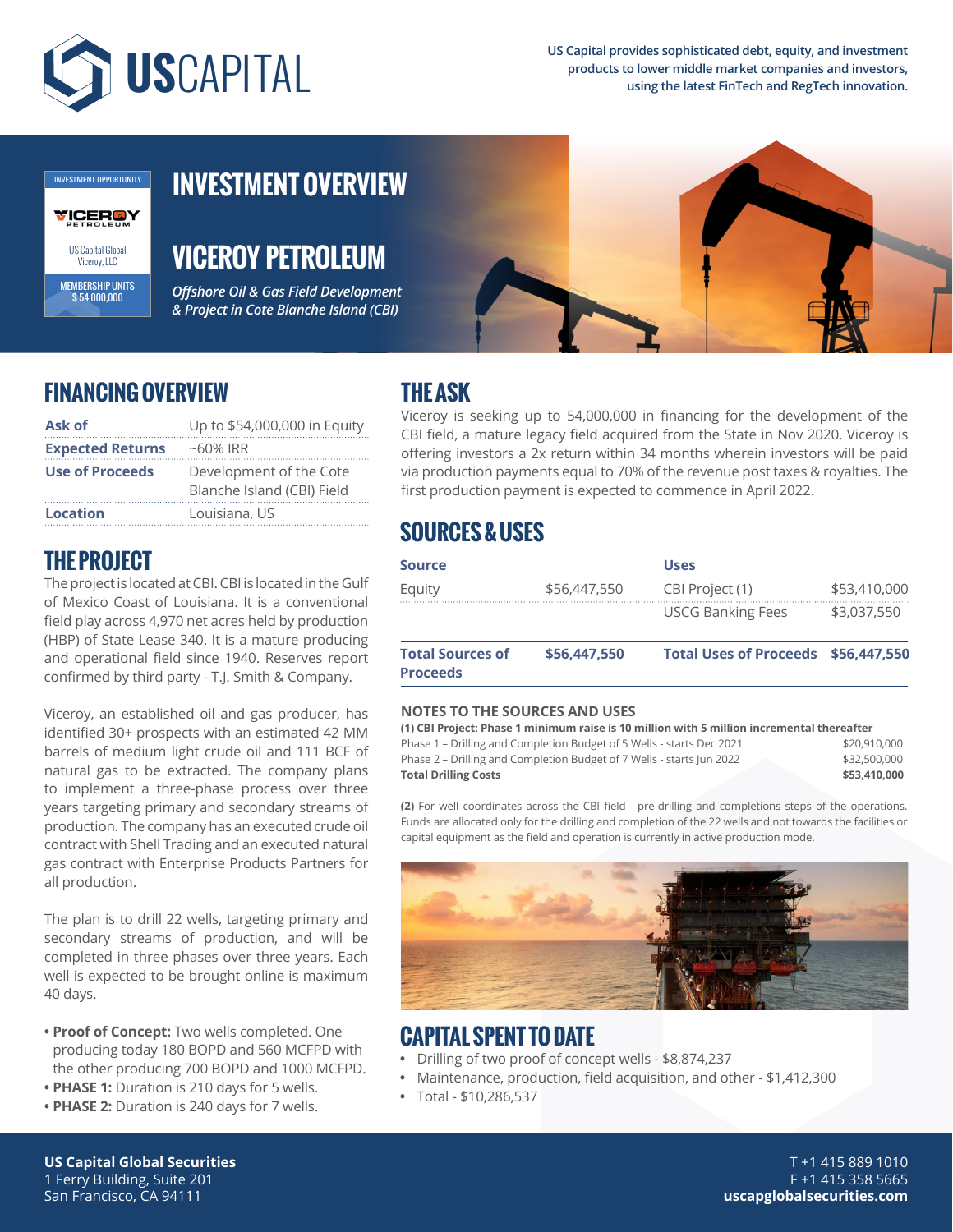US Capital provides sophisticated debt, equity, and investment products to lower middle market companies and investors, using the latest FinTech and RegTech innovation.

INVESTMENT OPPORTUNITY

VICEROY PETROLEUM

US Capital Global Viceroy, LLC

MEMBERSHIP UNITS $ 54,000,000

# INVESTMENT OVERVIEW

# VICEROY PETROLEUM

*Offshore Oil & Gas Field Development & Project in Cote Blanche Island (CBI)*

## FINANCING OVERVIEW

| | |
|---|---|
| **Ask of** | Up to $54,000,000 in Equity |
| **Expected Returns** | ~60% IRR |
| **Use of Proceeds** | Development of the Cote Blanche Island (CBI) Field |
| **Location** | Louisiana, US |

## THE PROJECT

The project is located at CBI. CBI is located in the Gulf of Mexico Coast of Louisiana. It is a conventional field play across 4,970 net acres held by production (HBP) of State Lease 340. It is a mature producing and operational field since 1940. Reserves report confirmed by third party - T.J. Smith & Company.

Viceroy, an established oil and gas producer, has identified 30+ prospects with an estimated 42 MM barrels of medium light crude oil and 111 BCF of natural gas to be extracted. The company plans to implement a three-phase process over three years targeting primary and secondary streams of production. The company has an executed crude oil contract with Shell Trading and an executed natural gas contract with Enterprise Products Partners for all production.

The plan is to drill 22 wells, targeting primary and secondary streams of production, and will be completed in three phases over three years. Each well is expected to be brought online is maximum 40 days.

- **Proof of Concept:** Two wells completed. One producing today 180 BOPD and 560 MCFPD with the other producing 700 BOPD and 1000 MCFPD.
- **PHASE 1:** Duration is 210 days for 5 wells.
- **PHASE 2:** Duration is 240 days for 7 wells.

## THE ASK

Viceroy is seeking up to 54,000,000 in financing for the development of the CBI field, a mature legacy field acquired from the State in Nov 2020. Viceroy is offering investors a 2x return within 34 months wherein investors will be paid via production payments equal to 70% of the revenue post taxes & royalties. The first production payment is expected to commence in April 2022.

## SOURCES & USES

| Source | | Uses | |
|---|---|---|---|
| Equity | $56,447,550 | CBI Project (1) | $53,410,000 |
| | | USCG Banking Fees | $3,037,550 |
| **Total Sources of Proceeds** | **$56,447,550** | **Total Uses of Proceeds** | **$56,447,550** |

### NOTES TO THE SOURCES AND USES

**(1) CBI Project: Phase 1 minimum raise is 10 million with 5 million incremental thereafter**

| | |
|---|---|
| Phase 1 – Drilling and Completion Budget of 5 Wells - starts Dec 2021 | $20,910,000 |
| Phase 2 – Drilling and Completion Budget of 7 Wells - starts Jun 2022 | $32,500,000 |
| **Total Drilling Costs** | **$53,410,000** |

**(2)** For well coordinates across the CBI field - pre-drilling and completions steps of the operations. Funds are allocated only for the drilling and completion of the 22 wells and not towards the facilities or capital equipment as the field and operation is currently in active production mode.

## CAPITAL SPENT TO DATE

- Drilling of two proof of concept wells - $8,874,237
- Maintenance, production, field acquisition, and other - $1,412,300
- Total - $10,286,537

**US Capital Global Securities**
1 Ferry Building, Suite 201
San Francisco, CA 94111

T +1 415 889 1010
F +1 415 358 5665
**uscapglobalsecurities.com**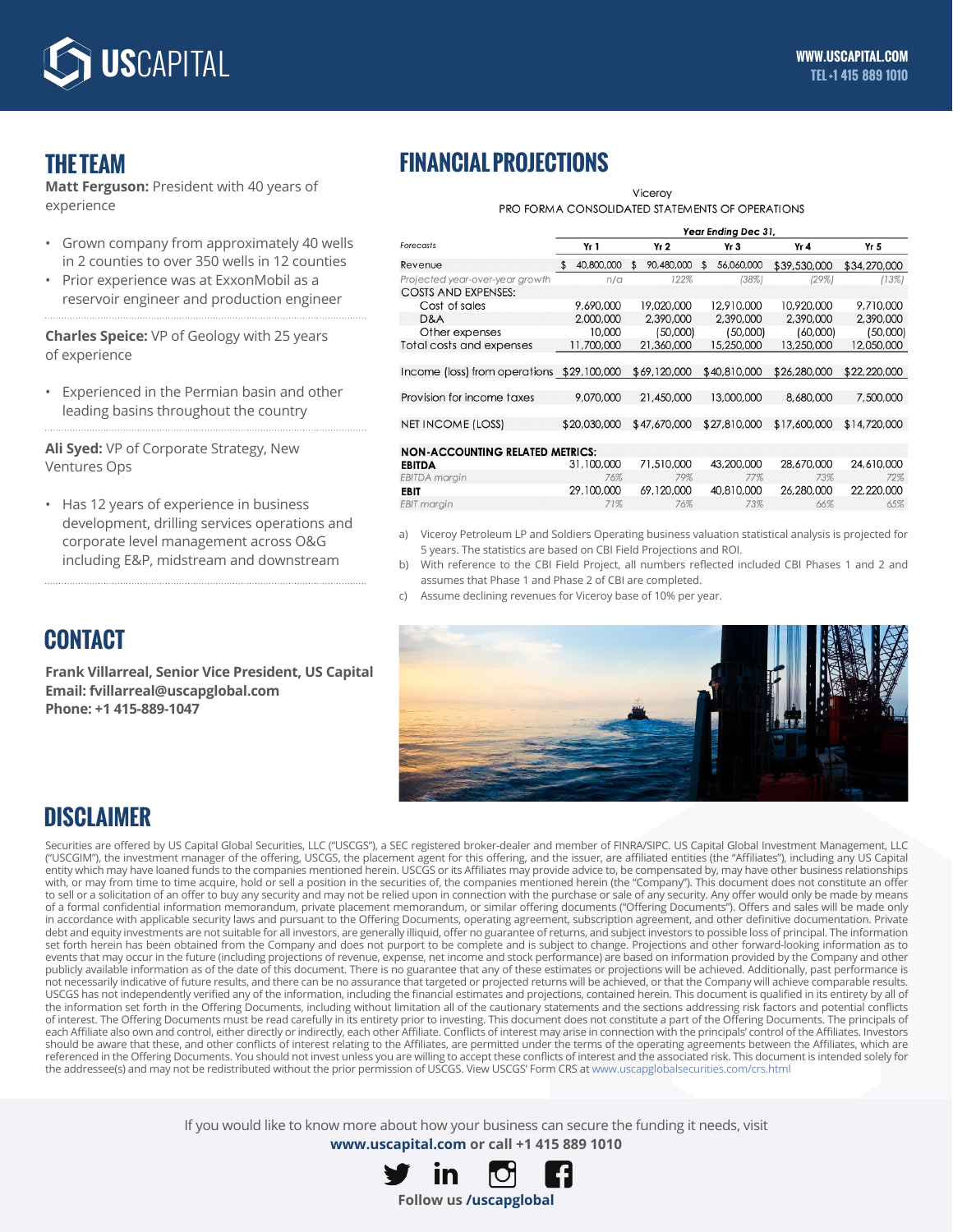# THE TEAM

**Matt Ferguson:** President with 40 years of experience

- Grown company from approximately 40 wells in 2 counties to over 350 wells in 12 counties
- Prior experience was at ExxonMobil as a reservoir engineer and production engineer

**Charles Speice:** VP of Geology with 25 years of experience

- Experienced in the Permian basin and other leading basins throughout the country

**Ali Syed:** VP of Corporate Strategy, New Ventures Ops

- Has 12 years of experience in business development, drilling services operations and corporate level management across O&G including E&P, midstream and downstream

# CONTACT

**Frank Villarreal, Senior Vice President, US Capital**
**Email: fvillarreal@uscapglobal.com**
**Phone: +1 415-889-1047**

# FINANCIAL PROJECTIONS

Viceroy
PRO FORMA CONSOLIDATED STATEMENTS OF OPERATIONS

| | Year Ending Dec 31, | | | | |
|---|---|---|---|---|---|
| *Forecasts* | **Yr 1** | **Yr 2** | **Yr 3** | **Yr 4** | **Yr 5** |
| Revenue | $ 40,800,000 | $ 90,480,000 | $ 56,060,000 | $39,530,000 | $34,270,000 |
| *Projected year-over-year growth* | *n/a* | *122%* | *(38%)* | *(29%)* | *(13%)* |
| COSTS AND EXPENSES: | | | | | |
| Cost of sales | 9,690,000 | 19,020,000 | 12,910,000 | 10,920,000 | 9,710,000 |
| D&A | 2,000,000 | 2,390,000 | 2,390,000 | 2,390,000 | 2,390,000 |
| Other expenses | 10,000 | (50,000) | (50,000) | (60,000) | (50,000) |
| Total costs and expenses | 11,700,000 | 21,360,000 | 15,250,000 | 13,250,000 | 12,050,000 |
| Income (loss) from operations | $29,100,000 | $69,120,000 | $40,810,000 | $26,280,000 | $22,220,000 |
| Provision for income taxes | 9,070,000 | 21,450,000 | 13,000,000 | 8,680,000 | 7,500,000 |
| NET INCOME (LOSS) | $20,030,000 | $47,670,000 | $27,810,000 | $17,600,000 | $14,720,000 |
| **NON-ACCOUNTING RELATED METRICS:** | | | | | |
| **EBITDA** | 31,100,000 | 71,510,000 | 43,200,000 | 28,670,000 | 24,610,000 |
| *EBITDA margin* | *76%* | *79%* | *77%* | *73%* | *72%* |
| **EBIT** | 29,100,000 | 69,120,000 | 40,810,000 | 26,280,000 | 22,220,000 |
| *EBIT margin* | *71%* | *76%* | *73%* | *66%* | *65%* |

a) Viceroy Petroleum LP and Soldiers Operating business valuation statistical analysis is projected for 5 years. The statistics are based on CBI Field Projections and ROI.

b) With reference to the CBI Field Project, all numbers reflected included CBI Phases 1 and 2 and assumes that Phase 1 and Phase 2 of CBI are completed.

c) Assume declining revenues for Viceroy base of 10% per year.

# DISCLAIMER

Securities are offered by US Capital Global Securities, LLC ("USCGS"), a SEC registered broker-dealer and member of FINRA/SIPC. US Capital Global Investment Management, LLC ("USCGIM"), the investment manager of the offering, USCGS, the placement agent for this offering, and the issuer, are affiliated entities (the "Affiliates"), including any US Capital entity which may have loaned funds to the companies mentioned herein. USCGS or its Affiliates may provide advice to, be compensated by, may have other business relationships with, or may from time to time acquire, hold or sell a position in the securities of, the companies mentioned herein (the "Company"). This document does not constitute an offer to sell or a solicitation of an offer to buy any security and may not be relied upon in connection with the purchase or sale of any security. Any offer would only be made by means of a formal confidential information memorandum, private placement memorandum, or similar offering documents ("Offering Documents"). Offers and sales will be made only in accordance with applicable security laws and pursuant to the Offering Documents, operating agreement, subscription agreement, and other definitive documentation. Private debt and equity investments are not suitable for all investors, are generally illiquid, offer no guarantee of returns, and subject investors to possible loss of principal. The information set forth herein has been obtained from the Company and does not purport to be complete and is subject to change. Projections and other forward-looking information as to events that may occur in the future (including projections of revenue, expense, net income and stock performance) are based on information provided by the Company and other publicly available information as of the date of this document. There is no guarantee that any of these estimates or projections will be achieved. Additionally, past performance is not necessarily indicative of future results, and there can be no assurance that targeted or projected returns will be achieved, or that the Company will achieve comparable results. USCGS has not independently verified any of the information, including the financial estimates and projections, contained herein. This document is qualified in its entirety by all of the information set forth in the Offering Documents, including without limitation all of the cautionary statements and the sections addressing risk factors and potential conflicts of interest. The Offering Documents must be read carefully in its entirety prior to investing. This document does not constitute a part of the Offering Documents. The principals of each Affiliate also own and control, either directly or indirectly, each other Affiliate. Conflicts of interest may arise in connection with the principals' control of the Affiliates. Investors should be aware that these, and other conflicts of interest relating to the Affiliates, are permitted under the terms of the operating agreements between the Affiliates, which are referenced in the Offering Documents. You should not invest unless you are willing to accept these conflicts of interest and the associated risk. This document is intended solely for the addressee(s) and may not be redistributed without the prior permission of USCGS. View USCGS' Form CRS at www.uscapglobalsecurities.com/crs.html

If you would like to know more about how your business can secure the funding it needs, visit **www.uscapital.com** **or call +1 415 889 1010**

**Follow us /uscapglobal**